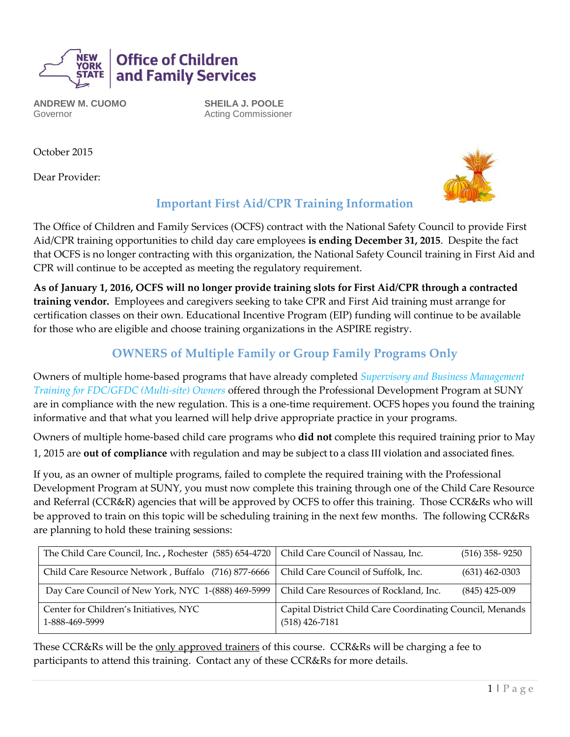**Office of Children and Family Services**

**ANDREW M. CUOMO**
Governor

**SHEILA J. POOLE**
Acting Commissioner

October 2015

Dear Provider:

## Important First Aid/CPR Training Information

The Office of Children and Family Services (OCFS) contract with the National Safety Council to provide First Aid/CPR training opportunities to child day care employees **is ending December 31, 2015**. Despite the fact that OCFS is no longer contracting with this organization, the National Safety Council training in First Aid and CPR will continue to be accepted as meeting the regulatory requirement.

**As of January 1, 2016, OCFS will no longer provide training slots for First Aid/CPR through a contracted training vendor.** Employees and caregivers seeking to take CPR and First Aid training must arrange for certification classes on their own. Educational Incentive Program (EIP) funding will continue to be available for those who are eligible and choose training organizations in the ASPIRE registry.

## OWNERS of Multiple Family or Group Family Programs Only

Owners of multiple home-based programs that have already completed *Supervisory and Business Management Training for FDC/GFDC (Multi-site) Owners* offered through the Professional Development Program at SUNY are in compliance with the new regulation. This is a one-time requirement. OCFS hopes you found the training informative and that what you learned will help drive appropriate practice in your programs.

Owners of multiple home-based child care programs who **did not** complete this required training prior to May 1, 2015 are **out of compliance** with regulation and may be subject to a class III violation and associated fines.

If you, as an owner of multiple programs, failed to complete the required training with the Professional Development Program at SUNY, you must now complete this training through one of the Child Care Resource and Referral (CCR&R) agencies that will be approved by OCFS to offer this training. Those CCR&Rs who will be approved to train on this topic will be scheduling training in the next few months. The following CCR&Rs are planning to hold these training sessions:

| | |
|---|---|
| The Child Care Council, Inc., Rochester (585) 654-4720 | Child Care Council of Nassau, Inc. (516) 358- 9250 |
| Child Care Resource Network, Buffalo (716) 877-6666 | Child Care Council of Suffolk, Inc. (631) 462-0303 |
| Day Care Council of New York, NYC 1-(888) 469-5999 | Child Care Resources of Rockland, Inc. (845) 425-009 |
| Center for Children's Initiatives, NYC 1-888-469-5999 | Capital District Child Care Coordinating Council, Menands (518) 426-7181 |

These CCR&Rs will be the <u>only approved trainers</u> of this course. CCR&Rs will be charging a fee to participants to attend this training. Contact any of these CCR&Rs for more details.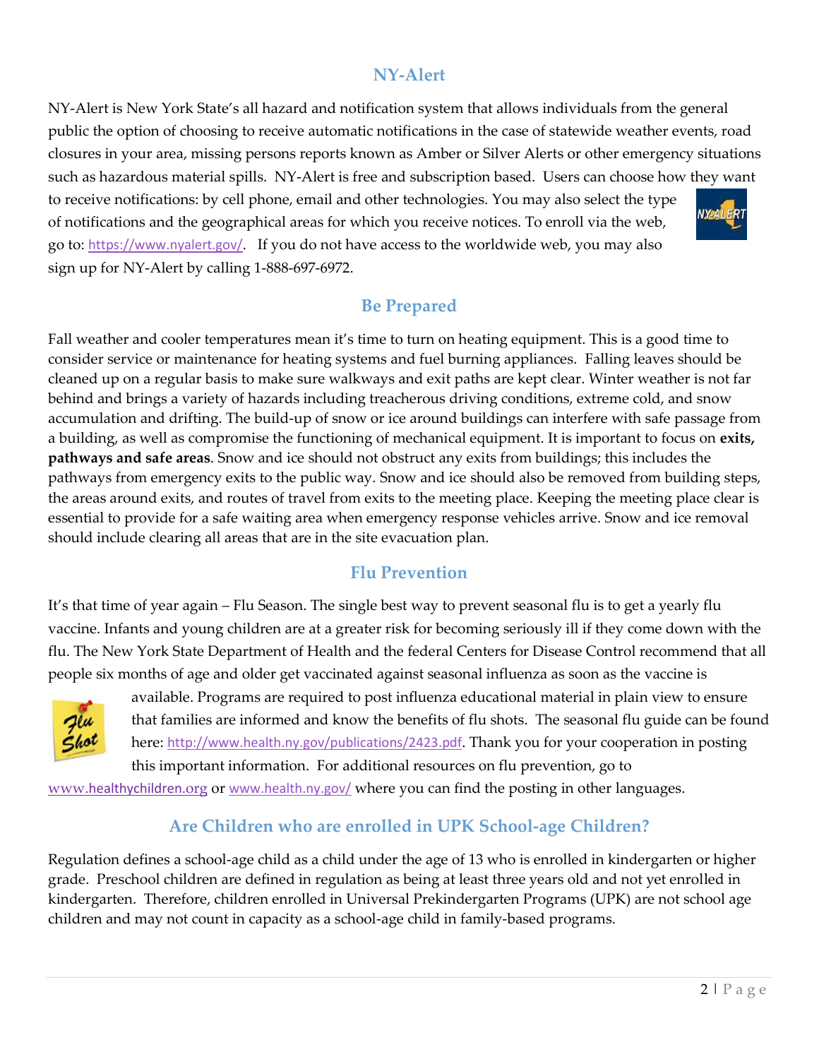## NY-Alert

NY-Alert is New York State's all hazard and notification system that allows individuals from the general public the option of choosing to receive automatic notifications in the case of statewide weather events, road closures in your area, missing persons reports known as Amber or Silver Alerts or other emergency situations such as hazardous material spills. NY-Alert is free and subscription based. Users can choose how they want to receive notifications: by cell phone, email and other technologies. You may also select the type of notifications and the geographical areas for which you receive notices. To enroll via the web, go to: https://www.nyalert.gov/. If you do not have access to the worldwide web, you may also sign up for NY-Alert by calling 1-888-697-6972.

## Be Prepared

Fall weather and cooler temperatures mean it's time to turn on heating equipment. This is a good time to consider service or maintenance for heating systems and fuel burning appliances. Falling leaves should be cleaned up on a regular basis to make sure walkways and exit paths are kept clear. Winter weather is not far behind and brings a variety of hazards including treacherous driving conditions, extreme cold, and snow accumulation and drifting. The build-up of snow or ice around buildings can interfere with safe passage from a building, as well as compromise the functioning of mechanical equipment. It is important to focus on **exits, pathways and safe areas**. Snow and ice should not obstruct any exits from buildings; this includes the pathways from emergency exits to the public way. Snow and ice should also be removed from building steps, the areas around exits, and routes of travel from exits to the meeting place. Keeping the meeting place clear is essential to provide for a safe waiting area when emergency response vehicles arrive. Snow and ice removal should include clearing all areas that are in the site evacuation plan.

## Flu Prevention

It's that time of year again – Flu Season. The single best way to prevent seasonal flu is to get a yearly flu vaccine. Infants and young children are at a greater risk for becoming seriously ill if they come down with the flu. The New York State Department of Health and the federal Centers for Disease Control recommend that all people six months of age and older get vaccinated against seasonal influenza as soon as the vaccine is available. Programs are required to post influenza educational material in plain view to ensure that families are informed and know the benefits of flu shots. The seasonal flu guide can be found here: http://www.health.ny.gov/publications/2423.pdf. Thank you for your cooperation in posting this important information. For additional resources on flu prevention, go to www.healthychildren.org or www.health.ny.gov/ where you can find the posting in other languages.

## Are Children who are enrolled in UPK School-age Children?

Regulation defines a school-age child as a child under the age of 13 who is enrolled in kindergarten or higher grade. Preschool children are defined in regulation as being at least three years old and not yet enrolled in kindergarten. Therefore, children enrolled in Universal Prekindergarten Programs (UPK) are not school age children and may not count in capacity as a school-age child in family-based programs.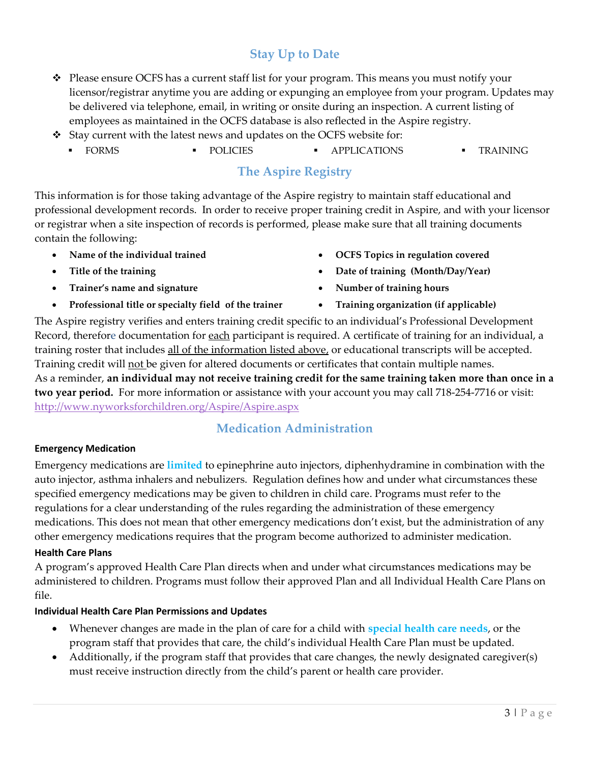## Stay Up to Date

- Please ensure OCFS has a current staff list for your program. This means you must notify your licensor/registrar anytime you are adding or expunging an employee from your program. Updates may be delivered via telephone, email, in writing or onsite during an inspection. A current listing of employees as maintained in the OCFS database is also reflected in the Aspire registry.
- Stay current with the latest news and updates on the OCFS website for:
  - FORMS
  - POLICIES
  - APPLICATIONS
  - TRAINING

## The Aspire Registry

This information is for those taking advantage of the Aspire registry to maintain staff educational and professional development records. In order to receive proper training credit in Aspire, and with your licensor or registrar when a site inspection of records is performed, please make sure that all training documents contain the following:

- **Name of the individual trained**
- **Title of the training**
- **Trainer's name and signature**
- **Professional title or specialty field of the trainer**
- **OCFS Topics in regulation covered**
- **Date of training (Month/Day/Year)**
- **Number of training hours**
- **Training organization (if applicable)**

The Aspire registry verifies and enters training credit specific to an individual's Professional Development Record, therefore documentation for each participant is required. A certificate of training for an individual, a training roster that includes all of the information listed above, or educational transcripts will be accepted. Training credit will not be given for altered documents or certificates that contain multiple names.
As a reminder, **an individual may not receive training credit for the same training taken more than once in a two year period.** For more information or assistance with your account you may call 718-254-7716 or visit: http://www.nyworksforchildren.org/Aspire/Aspire.aspx

## Medication Administration

#### Emergency Medication

Emergency medications are **limited** to epinephrine auto injectors, diphenhydramine in combination with the auto injector, asthma inhalers and nebulizers. Regulation defines how and under what circumstances these specified emergency medications may be given to children in child care. Programs must refer to the regulations for a clear understanding of the rules regarding the administration of these emergency medications. This does not mean that other emergency medications don't exist, but the administration of any other emergency medications requires that the program become authorized to administer medication.

#### Health Care Plans

A program's approved Health Care Plan directs when and under what circumstances medications may be administered to children. Programs must follow their approved Plan and all Individual Health Care Plans on file.

#### Individual Health Care Plan Permissions and Updates

- Whenever changes are made in the plan of care for a child with **special health care needs**, or the program staff that provides that care, the child's individual Health Care Plan must be updated.
- Additionally, if the program staff that provides that care changes, the newly designated caregiver(s) must receive instruction directly from the child's parent or health care provider.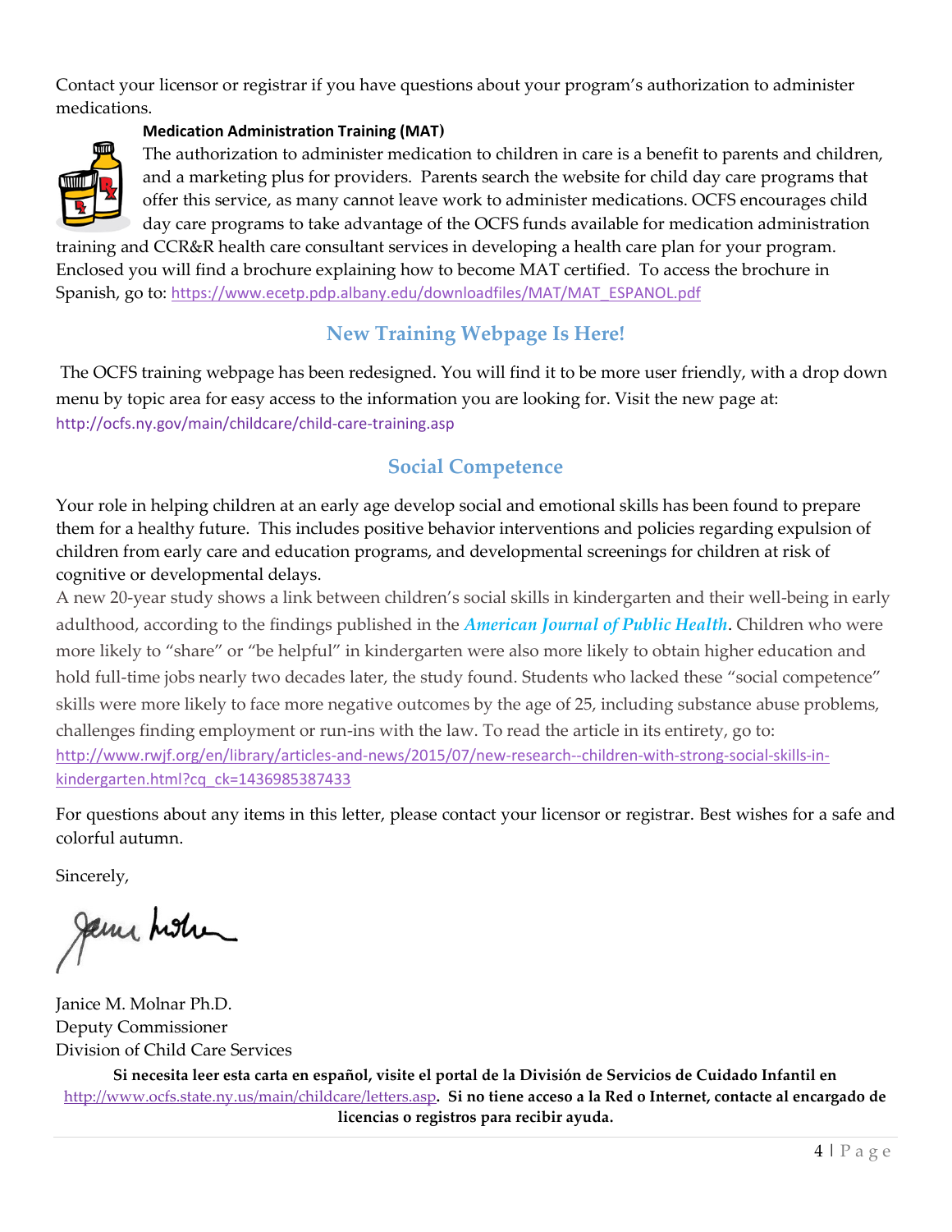Contact your licensor or registrar if you have questions about your program's authorization to administer medications.

**Medication Administration Training (MAT)**

The authorization to administer medication to children in care is a benefit to parents and children, and a marketing plus for providers. Parents search the website for child day care programs that offer this service, as many cannot leave work to administer medications. OCFS encourages child day care programs to take advantage of the OCFS funds available for medication administration training and CCR&R health care consultant services in developing a health care plan for your program. Enclosed you will find a brochure explaining how to become MAT certified. To access the brochure in Spanish, go to: https://www.ecetp.pdp.albany.edu/downloadfiles/MAT/MAT_ESPANOL.pdf

## New Training Webpage Is Here!

The OCFS training webpage has been redesigned. You will find it to be more user friendly, with a drop down menu by topic area for easy access to the information you are looking for. Visit the new page at: http://ocfs.ny.gov/main/childcare/child-care-training.asp

## Social Competence

Your role in helping children at an early age develop social and emotional skills has been found to prepare them for a healthy future. This includes positive behavior interventions and policies regarding expulsion of children from early care and education programs, and developmental screenings for children at risk of cognitive or developmental delays.

A new 20-year study shows a link between children's social skills in kindergarten and their well-being in early adulthood, according to the findings published in the ***American Journal of Public Health***. Children who were more likely to "share" or "be helpful" in kindergarten were also more likely to obtain higher education and hold full-time jobs nearly two decades later, the study found. Students who lacked these "social competence" skills were more likely to face more negative outcomes by the age of 25, including substance abuse problems, challenges finding employment or run-ins with the law. To read the article in its entirety, go to: http://www.rwjf.org/en/library/articles-and-news/2015/07/new-research--children-with-strong-social-skills-in-kindergarten.html?cq_ck=1436985387433

For questions about any items in this letter, please contact your licensor or registrar. Best wishes for a safe and colorful autumn.

Sincerely,

Janice M. Molnar Ph.D.
Deputy Commissioner
Division of Child Care Services

**Si necesita leer esta carta en español, visite el portal de la División de Servicios de Cuidado Infantil en http://www.ocfs.state.ny.us/main/childcare/letters.asp. Si no tiene acceso a la Red o Internet, contacte al encargado de licencias o registros para recibir ayuda.**